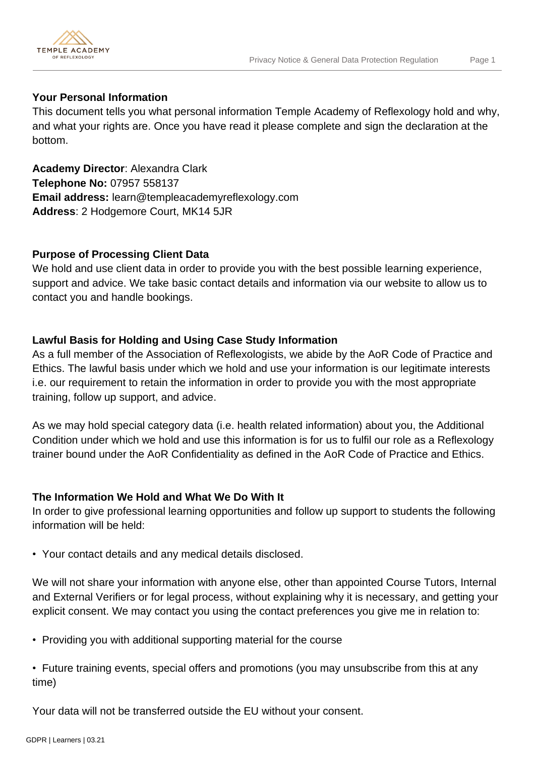## Your Personal Information

This document tells you what personal information Temple Academy of Reflexology hold and why, and what your rights are. Once you have read it please complete and sign the declaration at the bottom.

**Academy Director**: Alexandra Clark
**Telephone No:** 07957 558137
**Email address:** learn@templeacademyreflexology.com
**Address**: 2 Hodgemore Court, MK14 5JR

## Purpose of Processing Client Data

We hold and use client data in order to provide you with the best possible learning experience, support and advice. We take basic contact details and information via our website to allow us to contact you and handle bookings.

## Lawful Basis for Holding and Using Case Study Information

As a full member of the Association of Reflexologists, we abide by the AoR Code of Practice and Ethics. The lawful basis under which we hold and use your information is our legitimate interests i.e. our requirement to retain the information in order to provide you with the most appropriate training, follow up support, and advice.

As we may hold special category data (i.e. health related information) about you, the Additional Condition under which we hold and use this information is for us to fulfil our role as a Reflexology trainer bound under the AoR Confidentiality as defined in the AoR Code of Practice and Ethics.

## The Information We Hold and What We Do With It

In order to give professional learning opportunities and follow up support to students the following information will be held:

- Your contact details and any medical details disclosed.

We will not share your information with anyone else, other than appointed Course Tutors, Internal and External Verifiers or for legal process, without explaining why it is necessary, and getting your explicit consent. We may contact you using the contact preferences you give me in relation to:

- Providing you with additional supporting material for the course

- Future training events, special offers and promotions (you may unsubscribe from this at any time)

Your data will not be transferred outside the EU without your consent.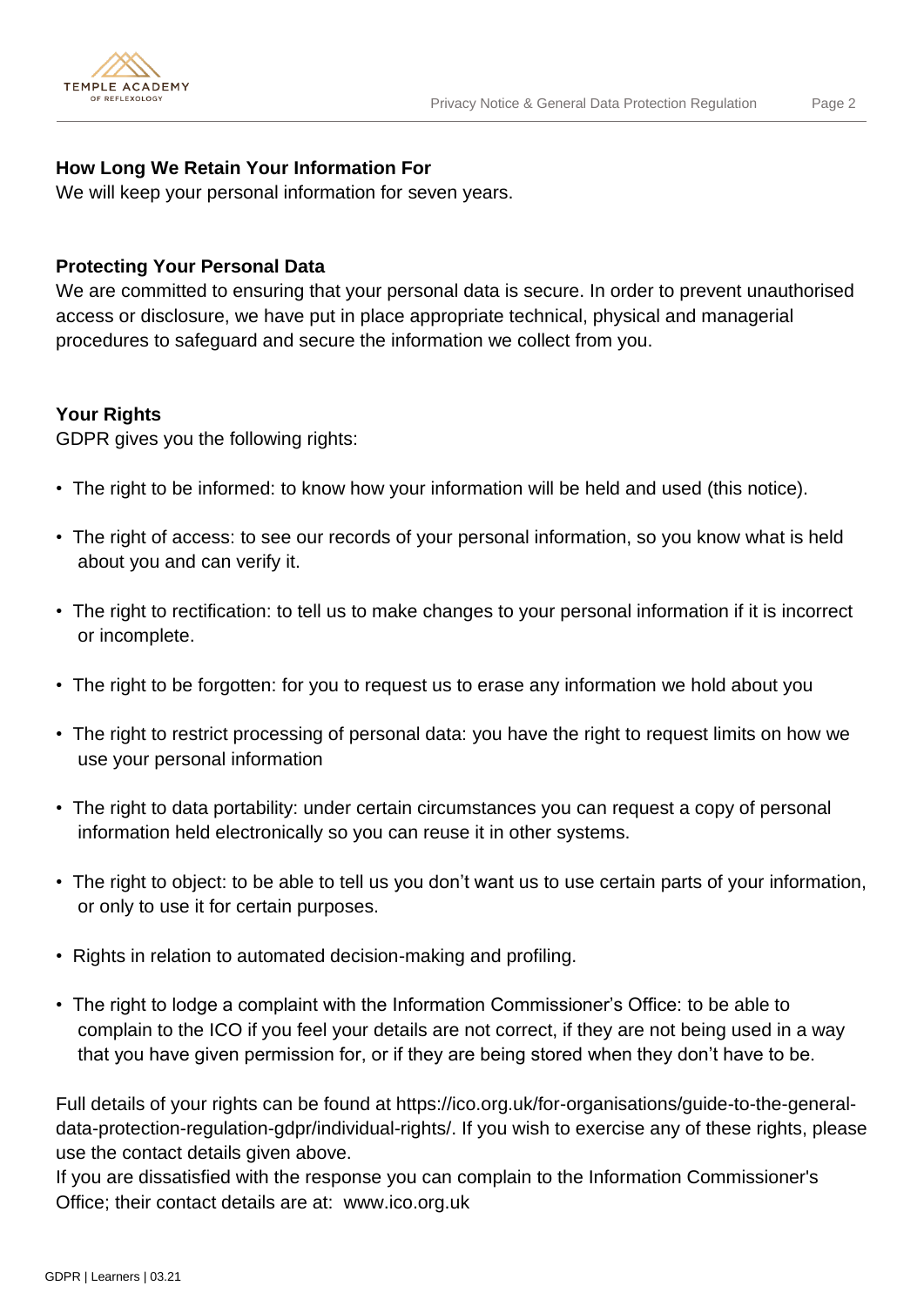**How Long We Retain Your Information For**

We will keep your personal information for seven years.

**Protecting Your Personal Data**

We are committed to ensuring that your personal data is secure. In order to prevent unauthorised access or disclosure, we have put in place appropriate technical, physical and managerial procedures to safeguard and secure the information we collect from you.

**Your Rights**

GDPR gives you the following rights:

- The right to be informed: to know how your information will be held and used (this notice).
- The right of access: to see our records of your personal information, so you know what is held about you and can verify it.
- The right to rectification: to tell us to make changes to your personal information if it is incorrect or incomplete.
- The right to be forgotten: for you to request us to erase any information we hold about you
- The right to restrict processing of personal data: you have the right to request limits on how we use your personal information
- The right to data portability: under certain circumstances you can request a copy of personal information held electronically so you can reuse it in other systems.
- The right to object: to be able to tell us you don't want us to use certain parts of your information, or only to use it for certain purposes.
- Rights in relation to automated decision-making and profiling.
- The right to lodge a complaint with the Information Commissioner's Office: to be able to complain to the ICO if you feel your details are not correct, if they are not being used in a way that you have given permission for, or if they are being stored when they don't have to be.

Full details of your rights can be found at https://ico.org.uk/for-organisations/guide-to-the-general-data-protection-regulation-gdpr/individual-rights/. If you wish to exercise any of these rights, please use the contact details given above.

If you are dissatisfied with the response you can complain to the Information Commissioner's Office; their contact details are at: www.ico.org.uk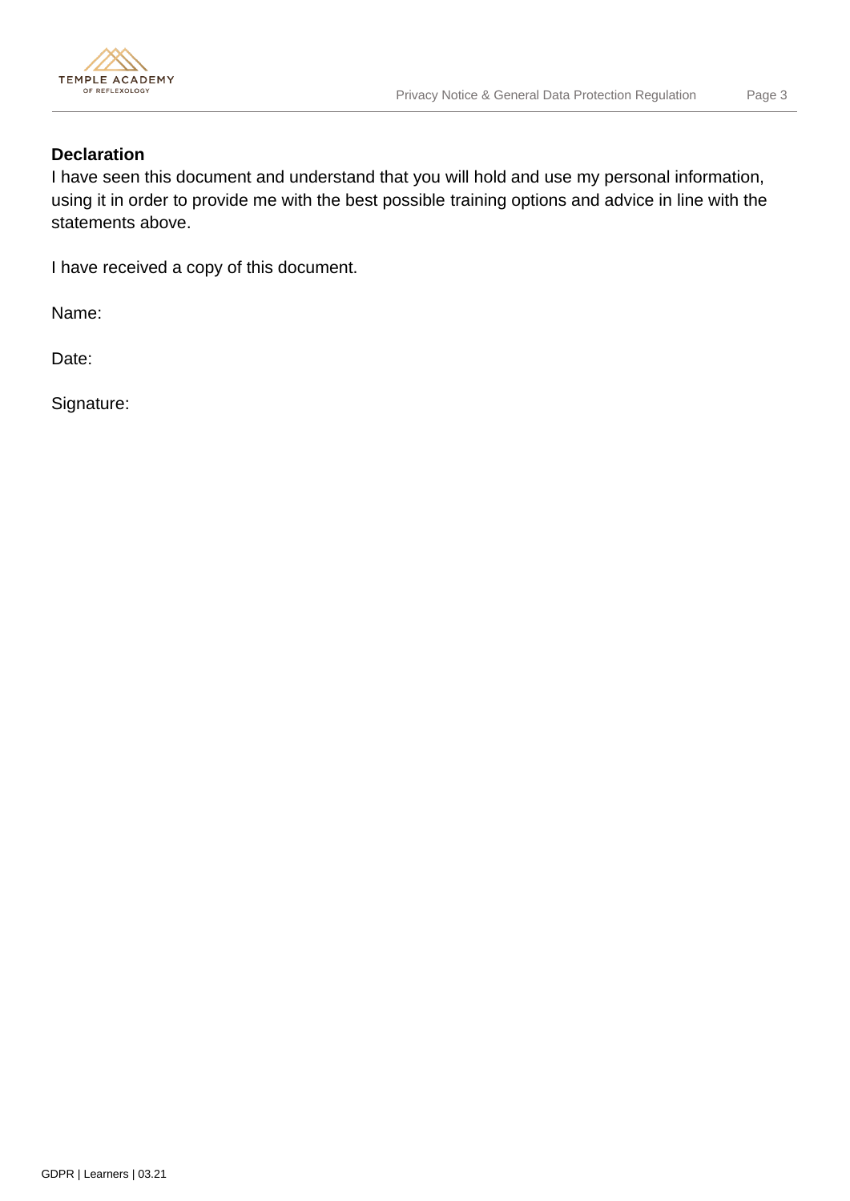**Declaration**

I have seen this document and understand that you will hold and use my personal information, using it in order to provide me with the best possible training options and advice in line with the statements above.

I have received a copy of this document.

Name:

Date:

Signature: